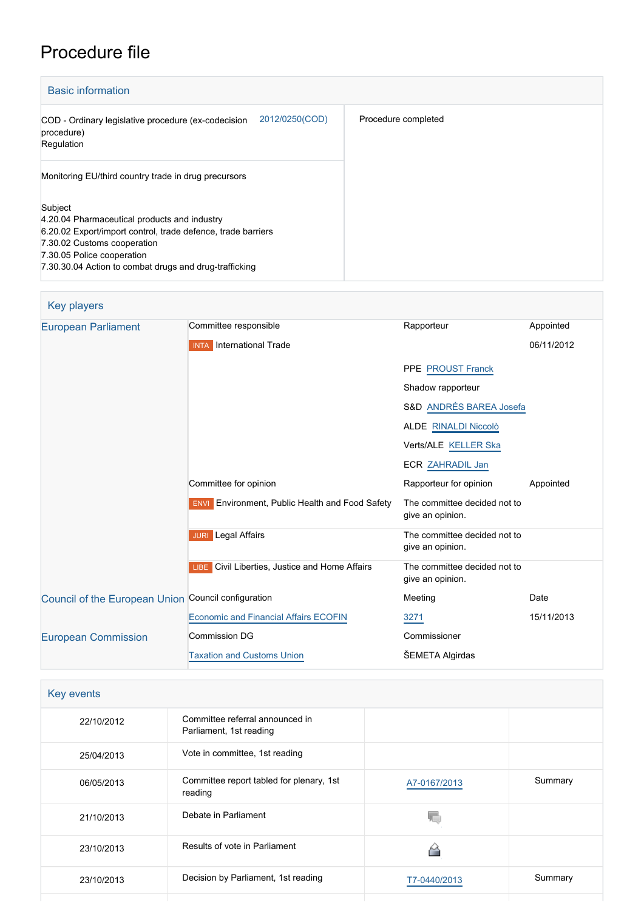# Procedure file

## Basic information

| | |
|---|---|
| COD - Ordinary legislative procedure (ex-codecision procedure) Regulation 2012/0250(COD) | Procedure completed |
| Monitoring EU/third country trade in drug precursors | |
| Subject<br>4.20.04 Pharmaceutical products and industry<br>6.20.02 Export/import control, trade defence, trade barriers<br>7.30.02 Customs cooperation<br>7.30.05 Police cooperation<br>7.30.30.04 Action to combat drugs and drug-trafficking | |

## Key players

| | | | |
|---|---|---|---|
| European Parliament | Committee responsible | Rapporteur | Appointed |
| | INTA International Trade | | 06/11/2012 |
| | | PPE PROUST Franck | |
| | | Shadow rapporteur | |
| | | S&D ANDRÉS BAREA Josefa | |
| | | ALDE RINALDI Niccolò | |
| | | Verts/ALE KELLER Ska | |
| | | ECR ZAHRADIL Jan | |
| | Committee for opinion | Rapporteur for opinion | Appointed |
| | ENVI Environment, Public Health and Food Safety | The committee decided not to give an opinion. | |
| | JURI Legal Affairs | The committee decided not to give an opinion. | |
| | LIBE Civil Liberties, Justice and Home Affairs | The committee decided not to give an opinion. | |
| Council of the European Union | Council configuration | Meeting | Date |
| | Economic and Financial Affairs ECOFIN | 3271 | 15/11/2013 |
| European Commission | Commission DG | Commissioner | |
| | Taxation and Customs Union | ŠEMETA Algirdas | |

## Key events

| | | | |
|---|---|---|---|
| 22/10/2012 | Committee referral announced in Parliament, 1st reading | | |
| 25/04/2013 | Vote in committee, 1st reading | | |
| 06/05/2013 | Committee report tabled for plenary, 1st reading | A7-0167/2013 | Summary |
| 21/10/2013 | Debate in Parliament | | |
| 23/10/2013 | Results of vote in Parliament | | |
| 23/10/2013 | Decision by Parliament, 1st reading | T7-0440/2013 | Summary |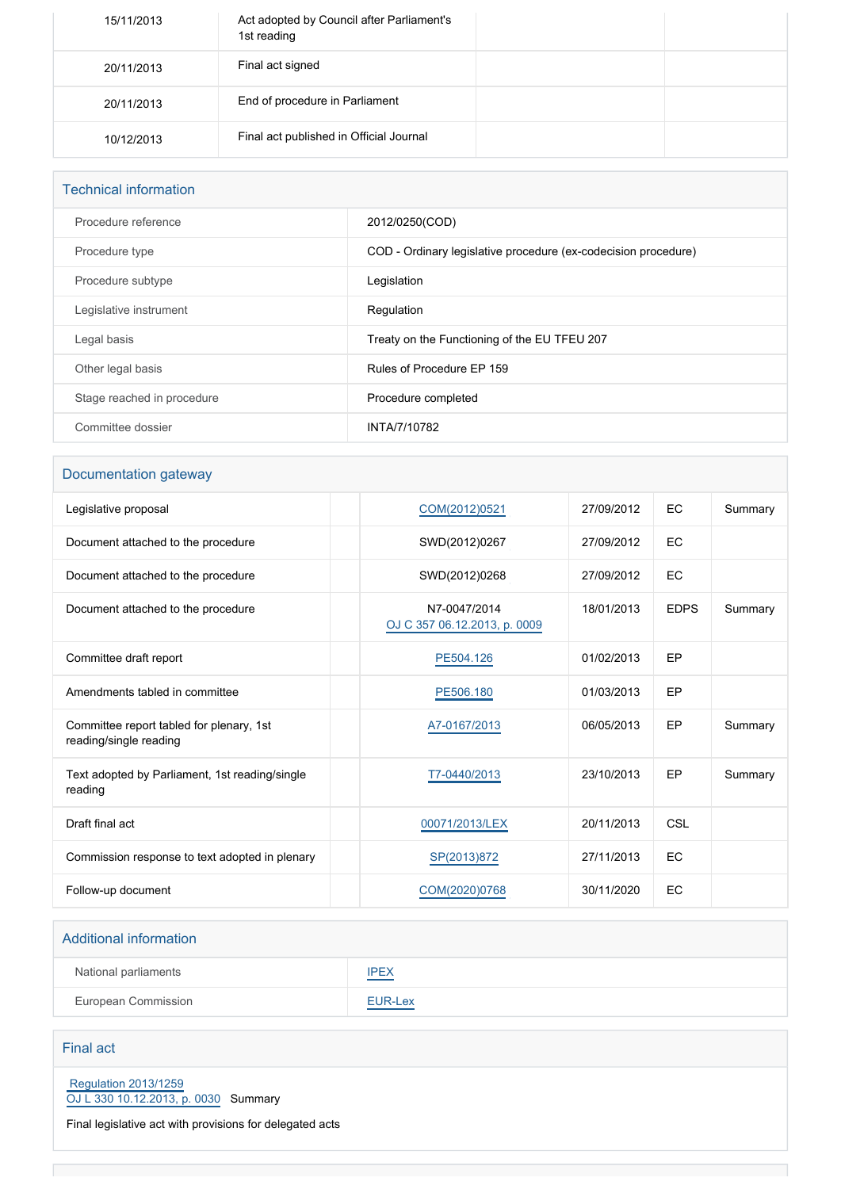| | | | |
|---|---|---|---|
| 15/11/2013 | Act adopted by Council after Parliament's 1st reading | | |
| 20/11/2013 | Final act signed | | |
| 20/11/2013 | End of procedure in Parliament | | |
| 10/12/2013 | Final act published in Official Journal | | |

## Technical information

| | |
|---|---|
| Procedure reference | 2012/0250(COD) |
| Procedure type | COD - Ordinary legislative procedure (ex-codecision procedure) |
| Procedure subtype | Legislation |
| Legislative instrument | Regulation |
| Legal basis | Treaty on the Functioning of the EU TFEU 207 |
| Other legal basis | Rules of Procedure EP 159 |
| Stage reached in procedure | Procedure completed |
| Committee dossier | INTA/7/10782 |

## Documentation gateway

| | | | | | |
|---|---|---|---|---|---|
| Legislative proposal | | COM(2012)0521 | 27/09/2012 | EC | Summary |
| Document attached to the procedure | | SWD(2012)0267 | 27/09/2012 | EC | |
| Document attached to the procedure | | SWD(2012)0268 | 27/09/2012 | EC | |
| Document attached to the procedure | | N7-0047/2014 OJ C 357 06.12.2013, p. 0009 | 18/01/2013 | EDPS | Summary |
| Committee draft report | | PE504.126 | 01/02/2013 | EP | |
| Amendments tabled in committee | | PE506.180 | 01/03/2013 | EP | |
| Committee report tabled for plenary, 1st reading/single reading | | A7-0167/2013 | 06/05/2013 | EP | Summary |
| Text adopted by Parliament, 1st reading/single reading | | T7-0440/2013 | 23/10/2013 | EP | Summary |
| Draft final act | | 00071/2013/LEX | 20/11/2013 | CSL | |
| Commission response to text adopted in plenary | | SP(2013)872 | 27/11/2013 | EC | |
| Follow-up document | | COM(2020)0768 | 30/11/2020 | EC | |

## Additional information

| | |
|---|---|
| National parliaments | IPEX |
| European Commission | EUR-Lex |

## Final act

Regulation 2013/1259
OJ L 330 10.12.2013, p. 0030 Summary

Final legislative act with provisions for delegated acts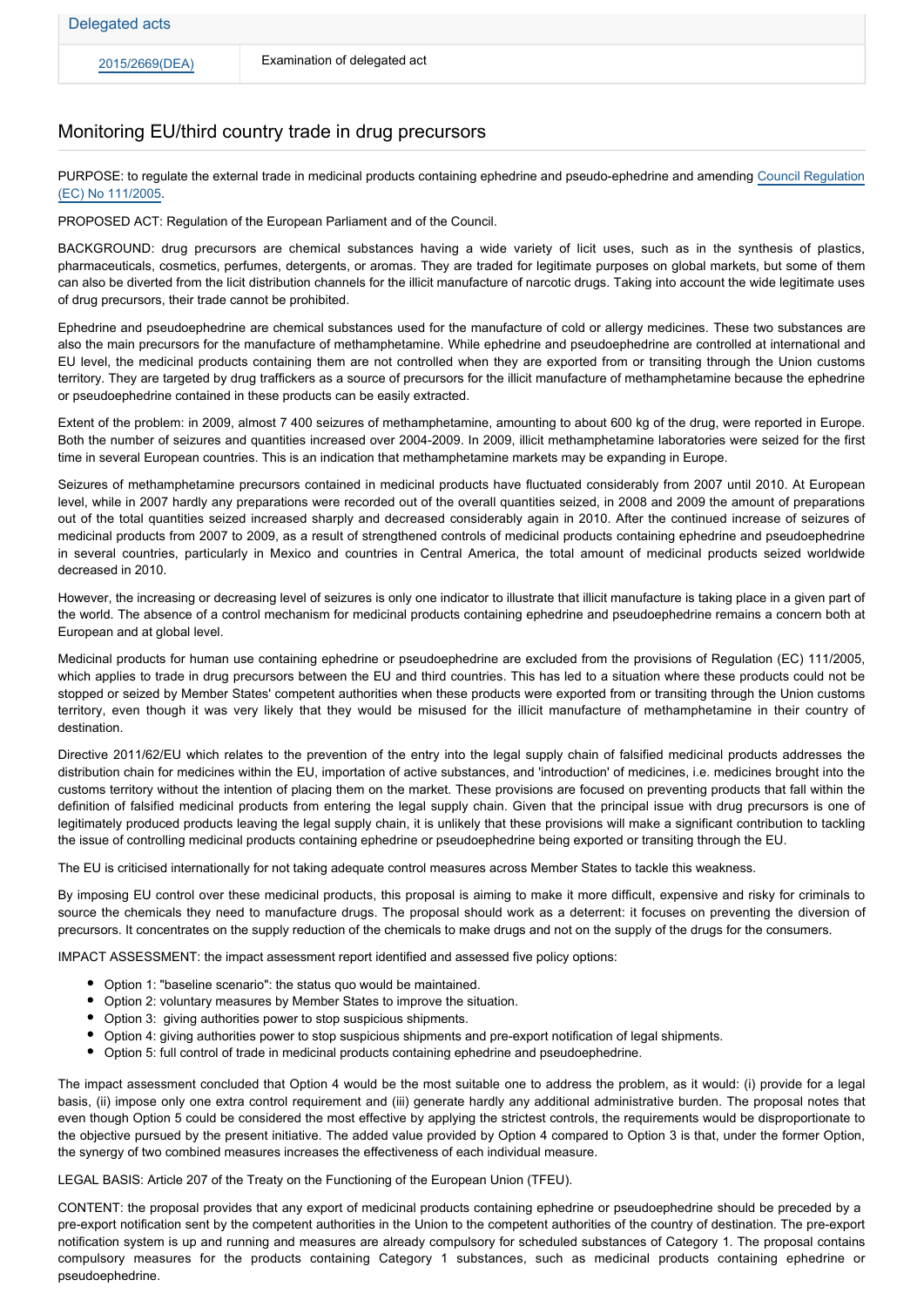| Delegated acts | |
|---|---|
| 2015/2669(DEA) | Examination of delegated act |

## Monitoring EU/third country trade in drug precursors

PURPOSE: to regulate the external trade in medicinal products containing ephedrine and pseudo-ephedrine and amending Council Regulation (EC) No 111/2005.

PROPOSED ACT: Regulation of the European Parliament and of the Council.

BACKGROUND: drug precursors are chemical substances having a wide variety of licit uses, such as in the synthesis of plastics, pharmaceuticals, cosmetics, perfumes, detergents, or aromas. They are traded for legitimate purposes on global markets, but some of them can also be diverted from the licit distribution channels for the illicit manufacture of narcotic drugs. Taking into account the wide legitimate uses of drug precursors, their trade cannot be prohibited.

Ephedrine and pseudoephedrine are chemical substances used for the manufacture of cold or allergy medicines. These two substances are also the main precursors for the manufacture of methamphetamine. While ephedrine and pseudoephedrine are controlled at international and EU level, the medicinal products containing them are not controlled when they are exported from or transiting through the Union customs territory. They are targeted by drug traffickers as a source of precursors for the illicit manufacture of methamphetamine because the ephedrine or pseudoephedrine contained in these products can be easily extracted.

Extent of the problem: in 2009, almost 7 400 seizures of methamphetamine, amounting to about 600 kg of the drug, were reported in Europe. Both the number of seizures and quantities increased over 2004-2009. In 2009, illicit methamphetamine laboratories were seized for the first time in several European countries. This is an indication that methamphetamine markets may be expanding in Europe.

Seizures of methamphetamine precursors contained in medicinal products have fluctuated considerably from 2007 until 2010. At European level, while in 2007 hardly any preparations were recorded out of the overall quantities seized, in 2008 and 2009 the amount of preparations out of the total quantities seized increased sharply and decreased considerably again in 2010. After the continued increase of seizures of medicinal products from 2007 to 2009, as a result of strengthened controls of medicinal products containing ephedrine and pseudoephedrine in several countries, particularly in Mexico and countries in Central America, the total amount of medicinal products seized worldwide decreased in 2010.

However, the increasing or decreasing level of seizures is only one indicator to illustrate that illicit manufacture is taking place in a given part of the world. The absence of a control mechanism for medicinal products containing ephedrine and pseudoephedrine remains a concern both at European and at global level.

Medicinal products for human use containing ephedrine or pseudoephedrine are excluded from the provisions of Regulation (EC) 111/2005, which applies to trade in drug precursors between the EU and third countries. This has led to a situation where these products could not be stopped or seized by Member States' competent authorities when these products were exported from or transiting through the Union customs territory, even though it was very likely that they would be misused for the illicit manufacture of methamphetamine in their country of destination.

Directive 2011/62/EU which relates to the prevention of the entry into the legal supply chain of falsified medicinal products addresses the distribution chain for medicines within the EU, importation of active substances, and 'introduction' of medicines, i.e. medicines brought into the customs territory without the intention of placing them on the market. These provisions are focused on preventing products that fall within the definition of falsified medicinal products from entering the legal supply chain. Given that the principal issue with drug precursors is one of legitimately produced products leaving the legal supply chain, it is unlikely that these provisions will make a significant contribution to tackling the issue of controlling medicinal products containing ephedrine or pseudoephedrine being exported or transiting through the EU.

The EU is criticised internationally for not taking adequate control measures across Member States to tackle this weakness.

By imposing EU control over these medicinal products, this proposal is aiming to make it more difficult, expensive and risky for criminals to source the chemicals they need to manufacture drugs. The proposal should work as a deterrent: it focuses on preventing the diversion of precursors. It concentrates on the supply reduction of the chemicals to make drugs and not on the supply of the drugs for the consumers.

IMPACT ASSESSMENT: the impact assessment report identified and assessed five policy options:

- Option 1: "baseline scenario": the status quo would be maintained.
- Option 2: voluntary measures by Member States to improve the situation.
- Option 3: giving authorities power to stop suspicious shipments.
- Option 4: giving authorities power to stop suspicious shipments and pre-export notification of legal shipments.
- Option 5: full control of trade in medicinal products containing ephedrine and pseudoephedrine.

The impact assessment concluded that Option 4 would be the most suitable one to address the problem, as it would: (i) provide for a legal basis, (ii) impose only one extra control requirement and (iii) generate hardly any additional administrative burden. The proposal notes that even though Option 5 could be considered the most effective by applying the strictest controls, the requirements would be disproportionate to the objective pursued by the present initiative. The added value provided by Option 4 compared to Option 3 is that, under the former Option, the synergy of two combined measures increases the effectiveness of each individual measure.

LEGAL BASIS: Article 207 of the Treaty on the Functioning of the European Union (TFEU).

CONTENT: the proposal provides that any export of medicinal products containing ephedrine or pseudoephedrine should be preceded by a pre-export notification sent by the competent authorities in the Union to the competent authorities of the country of destination. The pre-export notification system is up and running and measures are already compulsory for scheduled substances of Category 1. The proposal contains compulsory measures for the products containing Category 1 substances, such as medicinal products containing ephedrine or pseudoephedrine.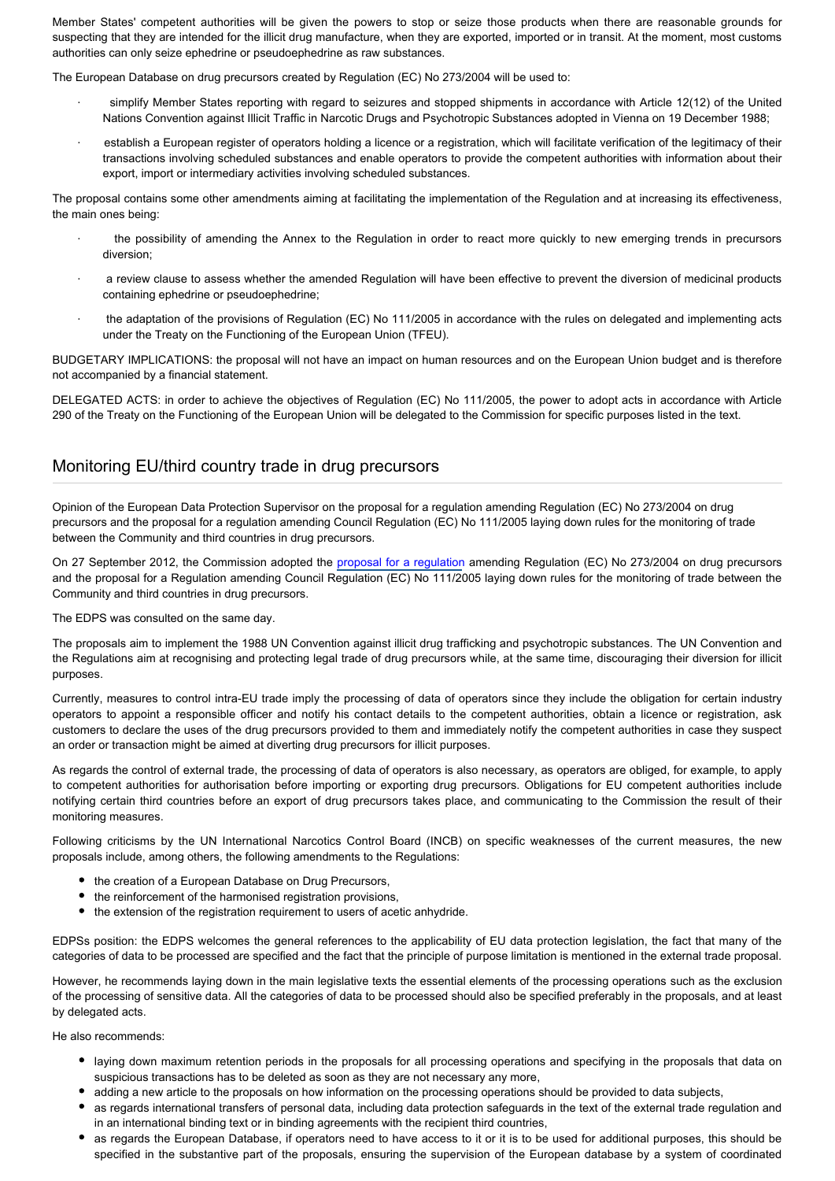Member States' competent authorities will be given the powers to stop or seize those products when there are reasonable grounds for suspecting that they are intended for the illicit drug manufacture, when they are exported, imported or in transit. At the moment, most customs authorities can only seize ephedrine or pseudoephedrine as raw substances.

The European Database on drug precursors created by Regulation (EC) No 273/2004 will be used to:

- simplify Member States reporting with regard to seizures and stopped shipments in accordance with Article 12(12) of the United Nations Convention against Illicit Traffic in Narcotic Drugs and Psychotropic Substances adopted in Vienna on 19 December 1988;
- establish a European register of operators holding a licence or a registration, which will facilitate verification of the legitimacy of their transactions involving scheduled substances and enable operators to provide the competent authorities with information about their export, import or intermediary activities involving scheduled substances.

The proposal contains some other amendments aiming at facilitating the implementation of the Regulation and at increasing its effectiveness, the main ones being:

- the possibility of amending the Annex to the Regulation in order to react more quickly to new emerging trends in precursors diversion;
- a review clause to assess whether the amended Regulation will have been effective to prevent the diversion of medicinal products containing ephedrine or pseudoephedrine;
- the adaptation of the provisions of Regulation (EC) No 111/2005 in accordance with the rules on delegated and implementing acts under the Treaty on the Functioning of the European Union (TFEU).

BUDGETARY IMPLICATIONS: the proposal will not have an impact on human resources and on the European Union budget and is therefore not accompanied by a financial statement.

DELEGATED ACTS: in order to achieve the objectives of Regulation (EC) No 111/2005, the power to adopt acts in accordance with Article 290 of the Treaty on the Functioning of the European Union will be delegated to the Commission for specific purposes listed in the text.

## Monitoring EU/third country trade in drug precursors

Opinion of the European Data Protection Supervisor on the proposal for a regulation amending Regulation (EC) No 273/2004 on drug precursors and the proposal for a regulation amending Council Regulation (EC) No 111/2005 laying down rules for the monitoring of trade between the Community and third countries in drug precursors.

On 27 September 2012, the Commission adopted the proposal for a regulation amending Regulation (EC) No 273/2004 on drug precursors and the proposal for a Regulation amending Council Regulation (EC) No 111/2005 laying down rules for the monitoring of trade between the Community and third countries in drug precursors.

The EDPS was consulted on the same day.

The proposals aim to implement the 1988 UN Convention against illicit drug trafficking and psychotropic substances. The UN Convention and the Regulations aim at recognising and protecting legal trade of drug precursors while, at the same time, discouraging their diversion for illicit purposes.

Currently, measures to control intra-EU trade imply the processing of data of operators since they include the obligation for certain industry operators to appoint a responsible officer and notify his contact details to the competent authorities, obtain a licence or registration, ask customers to declare the uses of the drug precursors provided to them and immediately notify the competent authorities in case they suspect an order or transaction might be aimed at diverting drug precursors for illicit purposes.

As regards the control of external trade, the processing of data of operators is also necessary, as operators are obliged, for example, to apply to competent authorities for authorisation before importing or exporting drug precursors. Obligations for EU competent authorities include notifying certain third countries before an export of drug precursors takes place, and communicating to the Commission the result of their monitoring measures.

Following criticisms by the UN International Narcotics Control Board (INCB) on specific weaknesses of the current measures, the new proposals include, among others, the following amendments to the Regulations:

- the creation of a European Database on Drug Precursors,
- the reinforcement of the harmonised registration provisions,
- the extension of the registration requirement to users of acetic anhydride.

EDPSs position: the EDPS welcomes the general references to the applicability of EU data protection legislation, the fact that many of the categories of data to be processed are specified and the fact that the principle of purpose limitation is mentioned in the external trade proposal.

However, he recommends laying down in the main legislative texts the essential elements of the processing operations such as the exclusion of the processing of sensitive data. All the categories of data to be processed should also be specified preferably in the proposals, and at least by delegated acts.

He also recommends:

- laying down maximum retention periods in the proposals for all processing operations and specifying in the proposals that data on suspicious transactions has to be deleted as soon as they are not necessary any more,
- adding a new article to the proposals on how information on the processing operations should be provided to data subjects,
- as regards international transfers of personal data, including data protection safeguards in the text of the external trade regulation and in an international binding text or in binding agreements with the recipient third countries,
- as regards the European Database, if operators need to have access to it or it is to be used for additional purposes, this should be specified in the substantive part of the proposals, ensuring the supervision of the European database by a system of coordinated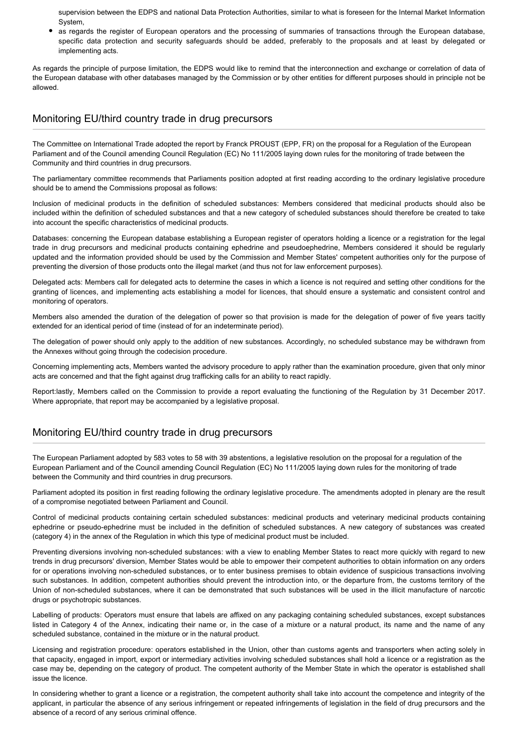supervision between the EDPS and national Data Protection Authorities, similar to what is foreseen for the Internal Market Information System,

- as regards the register of European operators and the processing of summaries of transactions through the European database, specific data protection and security safeguards should be added, preferably to the proposals and at least by delegated or implementing acts.

As regards the principle of purpose limitation, the EDPS would like to remind that the interconnection and exchange or correlation of data of the European database with other databases managed by the Commission or by other entities for different purposes should in principle not be allowed.

## Monitoring EU/third country trade in drug precursors

The Committee on International Trade adopted the report by Franck PROUST (EPP, FR) on the proposal for a Regulation of the European Parliament and of the Council amending Council Regulation (EC) No 111/2005 laying down rules for the monitoring of trade between the Community and third countries in drug precursors.

The parliamentary committee recommends that Parliaments position adopted at first reading according to the ordinary legislative procedure should be to amend the Commissions proposal as follows:

Inclusion of medicinal products in the definition of scheduled substances: Members considered that medicinal products should also be included within the definition of scheduled substances and that a new category of scheduled substances should therefore be created to take into account the specific characteristics of medicinal products.

Databases: concerning the European database establishing a European register of operators holding a licence or a registration for the legal trade in drug precursors and medicinal products containing ephedrine and pseudoephedrine, Members considered it should be regularly updated and the information provided should be used by the Commission and Member States' competent authorities only for the purpose of preventing the diversion of those products onto the illegal market (and thus not for law enforcement purposes).

Delegated acts: Members call for delegated acts to determine the cases in which a licence is not required and setting other conditions for the granting of licences, and implementing acts establishing a model for licences, that should ensure a systematic and consistent control and monitoring of operators.

Members also amended the duration of the delegation of power so that provision is made for the delegation of power of five years tacitly extended for an identical period of time (instead of for an indeterminate period).

The delegation of power should only apply to the addition of new substances. Accordingly, no scheduled substance may be withdrawn from the Annexes without going through the codecision procedure.

Concerning implementing acts, Members wanted the advisory procedure to apply rather than the examination procedure, given that only minor acts are concerned and that the fight against drug trafficking calls for an ability to react rapidly.

Report:lastly, Members called on the Commission to provide a report evaluating the functioning of the Regulation by 31 December 2017. Where appropriate, that report may be accompanied by a legislative proposal.

## Monitoring EU/third country trade in drug precursors

The European Parliament adopted by 583 votes to 58 with 39 abstentions, a legislative resolution on the proposal for a regulation of the European Parliament and of the Council amending Council Regulation (EC) No 111/2005 laying down rules for the monitoring of trade between the Community and third countries in drug precursors.

Parliament adopted its position in first reading following the ordinary legislative procedure. The amendments adopted in plenary are the result of a compromise negotiated between Parliament and Council.

Control of medicinal products containing certain scheduled substances: medicinal products and veterinary medicinal products containing ephedrine or pseudo-ephedrine must be included in the definition of scheduled substances. A new category of substances was created (category 4) in the annex of the Regulation in which this type of medicinal product must be included.

Preventing diversions involving non-scheduled substances: with a view to enabling Member States to react more quickly with regard to new trends in drug precursors' diversion, Member States would be able to empower their competent authorities to obtain information on any orders for or operations involving non-scheduled substances, or to enter business premises to obtain evidence of suspicious transactions involving such substances. In addition, competent authorities should prevent the introduction into, or the departure from, the customs territory of the Union of non-scheduled substances, where it can be demonstrated that such substances will be used in the illicit manufacture of narcotic drugs or psychotropic substances.

Labelling of products: Operators must ensure that labels are affixed on any packaging containing scheduled substances, except substances listed in Category 4 of the Annex, indicating their name or, in the case of a mixture or a natural product, its name and the name of any scheduled substance, contained in the mixture or in the natural product.

Licensing and registration procedure: operators established in the Union, other than customs agents and transporters when acting solely in that capacity, engaged in import, export or intermediary activities involving scheduled substances shall hold a licence or a registration as the case may be, depending on the category of product. The competent authority of the Member State in which the operator is established shall issue the licence.

In considering whether to grant a licence or a registration, the competent authority shall take into account the competence and integrity of the applicant, in particular the absence of any serious infringement or repeated infringements of legislation in the field of drug precursors and the absence of a record of any serious criminal offence.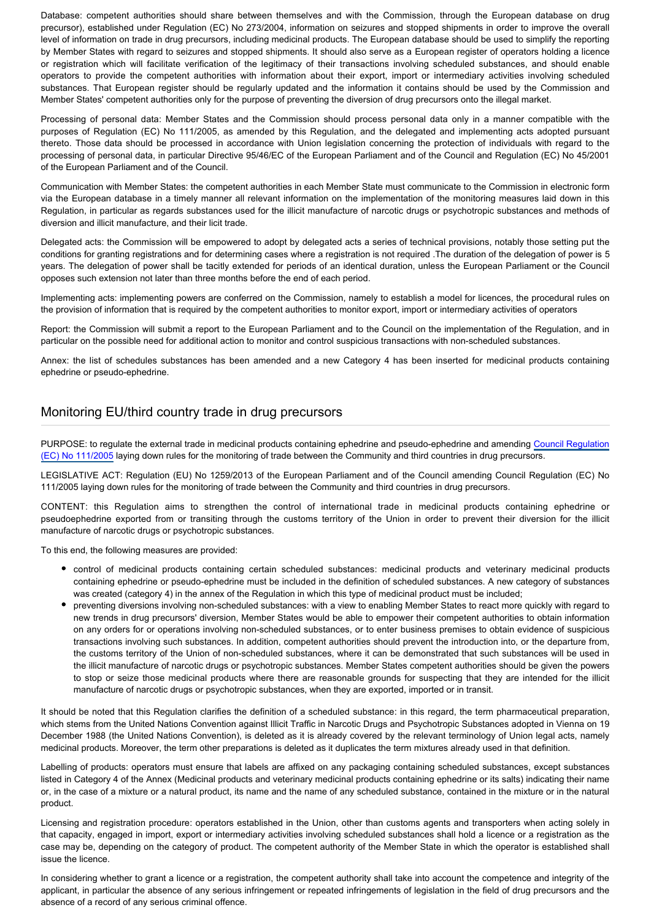Database: competent authorities should share between themselves and with the Commission, through the European database on drug precursor), established under Regulation (EC) No 273/2004, information on seizures and stopped shipments in order to improve the overall level of information on trade in drug precursors, including medicinal products. The European database should be used to simplify the reporting by Member States with regard to seizures and stopped shipments. It should also serve as a European register of operators holding a licence or registration which will facilitate verification of the legitimacy of their transactions involving scheduled substances, and should enable operators to provide the competent authorities with information about their export, import or intermediary activities involving scheduled substances. That European register should be regularly updated and the information it contains should be used by the Commission and Member States' competent authorities only for the purpose of preventing the diversion of drug precursors onto the illegal market.

Processing of personal data: Member States and the Commission should process personal data only in a manner compatible with the purposes of Regulation (EC) No 111/2005, as amended by this Regulation, and the delegated and implementing acts adopted pursuant thereto. Those data should be processed in accordance with Union legislation concerning the protection of individuals with regard to the processing of personal data, in particular Directive 95/46/EC of the European Parliament and of the Council and Regulation (EC) No 45/2001 of the European Parliament and of the Council.

Communication with Member States: the competent authorities in each Member State must communicate to the Commission in electronic form via the European database in a timely manner all relevant information on the implementation of the monitoring measures laid down in this Regulation, in particular as regards substances used for the illicit manufacture of narcotic drugs or psychotropic substances and methods of diversion and illicit manufacture, and their licit trade.

Delegated acts: the Commission will be empowered to adopt by delegated acts a series of technical provisions, notably those setting put the conditions for granting registrations and for determining cases where a registration is not required .The duration of the delegation of power is 5 years. The delegation of power shall be tacitly extended for periods of an identical duration, unless the European Parliament or the Council opposes such extension not later than three months before the end of each period.

Implementing acts: implementing powers are conferred on the Commission, namely to establish a model for licences, the procedural rules on the provision of information that is required by the competent authorities to monitor export, import or intermediary activities of operators

Report: the Commission will submit a report to the European Parliament and to the Council on the implementation of the Regulation, and in particular on the possible need for additional action to monitor and control suspicious transactions with non-scheduled substances.

Annex: the list of schedules substances has been amended and a new Category 4 has been inserted for medicinal products containing ephedrine or pseudo-ephedrine.

## Monitoring EU/third country trade in drug precursors

PURPOSE: to regulate the external trade in medicinal products containing ephedrine and pseudo-ephedrine and amending Council Regulation (EC) No 111/2005 laying down rules for the monitoring of trade between the Community and third countries in drug precursors.

LEGISLATIVE ACT: Regulation (EU) No 1259/2013 of the European Parliament and of the Council amending Council Regulation (EC) No 111/2005 laying down rules for the monitoring of trade between the Community and third countries in drug precursors.

CONTENT: this Regulation aims to strengthen the control of international trade in medicinal products containing ephedrine or pseudoephedrine exported from or transiting through the customs territory of the Union in order to prevent their diversion for the illicit manufacture of narcotic drugs or psychotropic substances.

To this end, the following measures are provided:

- control of medicinal products containing certain scheduled substances: medicinal products and veterinary medicinal products containing ephedrine or pseudo-ephedrine must be included in the definition of scheduled substances. A new category of substances was created (category 4) in the annex of the Regulation in which this type of medicinal product must be included;
- preventing diversions involving non-scheduled substances: with a view to enabling Member States to react more quickly with regard to new trends in drug precursors' diversion, Member States would be able to empower their competent authorities to obtain information on any orders for or operations involving non-scheduled substances, or to enter business premises to obtain evidence of suspicious transactions involving such substances. In addition, competent authorities should prevent the introduction into, or the departure from, the customs territory of the Union of non-scheduled substances, where it can be demonstrated that such substances will be used in the illicit manufacture of narcotic drugs or psychotropic substances. Member States competent authorities should be given the powers to stop or seize those medicinal products where there are reasonable grounds for suspecting that they are intended for the illicit manufacture of narcotic drugs or psychotropic substances, when they are exported, imported or in transit.

It should be noted that this Regulation clarifies the definition of a scheduled substance: in this regard, the term pharmaceutical preparation, which stems from the United Nations Convention against Illicit Traffic in Narcotic Drugs and Psychotropic Substances adopted in Vienna on 19 December 1988 (the United Nations Convention), is deleted as it is already covered by the relevant terminology of Union legal acts, namely medicinal products. Moreover, the term other preparations is deleted as it duplicates the term mixtures already used in that definition.

Labelling of products: operators must ensure that labels are affixed on any packaging containing scheduled substances, except substances listed in Category 4 of the Annex (Medicinal products and veterinary medicinal products containing ephedrine or its salts) indicating their name or, in the case of a mixture or a natural product, its name and the name of any scheduled substance, contained in the mixture or in the natural product.

Licensing and registration procedure: operators established in the Union, other than customs agents and transporters when acting solely in that capacity, engaged in import, export or intermediary activities involving scheduled substances shall hold a licence or a registration as the case may be, depending on the category of product. The competent authority of the Member State in which the operator is established shall issue the licence.

In considering whether to grant a licence or a registration, the competent authority shall take into account the competence and integrity of the applicant, in particular the absence of any serious infringement or repeated infringements of legislation in the field of drug precursors and the absence of a record of any serious criminal offence.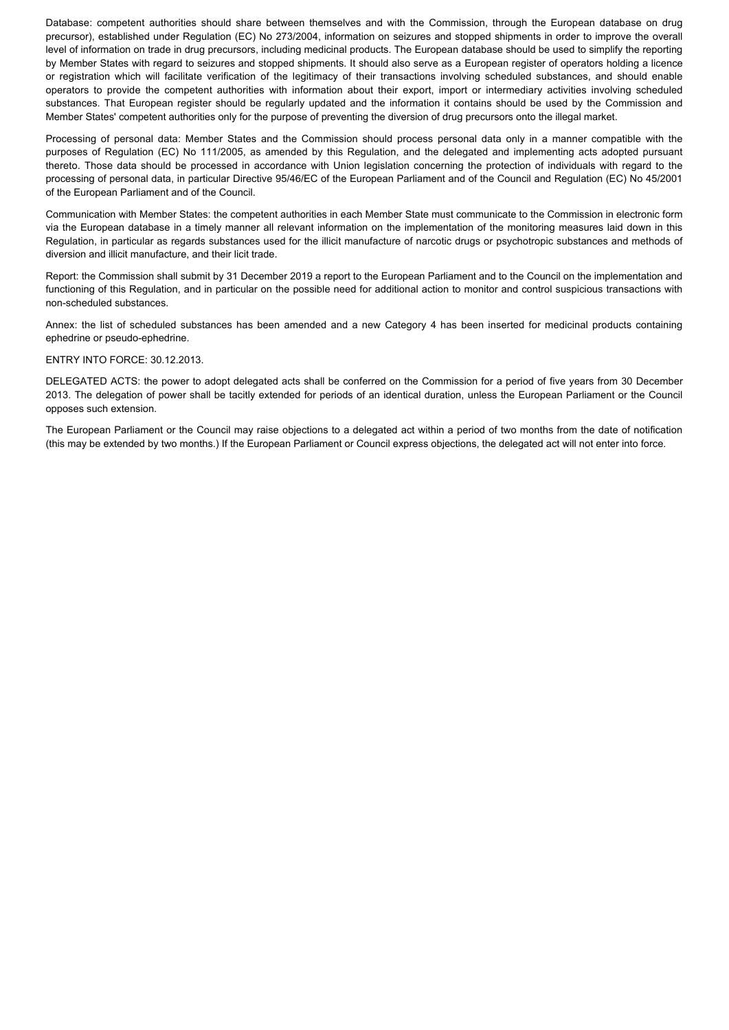Database: competent authorities should share between themselves and with the Commission, through the European database on drug precursor), established under Regulation (EC) No 273/2004, information on seizures and stopped shipments in order to improve the overall level of information on trade in drug precursors, including medicinal products. The European database should be used to simplify the reporting by Member States with regard to seizures and stopped shipments. It should also serve as a European register of operators holding a licence or registration which will facilitate verification of the legitimacy of their transactions involving scheduled substances, and should enable operators to provide the competent authorities with information about their export, import or intermediary activities involving scheduled substances. That European register should be regularly updated and the information it contains should be used by the Commission and Member States' competent authorities only for the purpose of preventing the diversion of drug precursors onto the illegal market.

Processing of personal data: Member States and the Commission should process personal data only in a manner compatible with the purposes of Regulation (EC) No 111/2005, as amended by this Regulation, and the delegated and implementing acts adopted pursuant thereto. Those data should be processed in accordance with Union legislation concerning the protection of individuals with regard to the processing of personal data, in particular Directive 95/46/EC of the European Parliament and of the Council and Regulation (EC) No 45/2001 of the European Parliament and of the Council.

Communication with Member States: the competent authorities in each Member State must communicate to the Commission in electronic form via the European database in a timely manner all relevant information on the implementation of the monitoring measures laid down in this Regulation, in particular as regards substances used for the illicit manufacture of narcotic drugs or psychotropic substances and methods of diversion and illicit manufacture, and their licit trade.

Report: the Commission shall submit by 31 December 2019 a report to the European Parliament and to the Council on the implementation and functioning of this Regulation, and in particular on the possible need for additional action to monitor and control suspicious transactions with non-scheduled substances.

Annex: the list of scheduled substances has been amended and a new Category 4 has been inserted for medicinal products containing ephedrine or pseudo-ephedrine.

ENTRY INTO FORCE: 30.12.2013.

DELEGATED ACTS: the power to adopt delegated acts shall be conferred on the Commission for a period of five years from 30 December 2013. The delegation of power shall be tacitly extended for periods of an identical duration, unless the European Parliament or the Council opposes such extension.

The European Parliament or the Council may raise objections to a delegated act within a period of two months from the date of notification (this may be extended by two months.) If the European Parliament or Council express objections, the delegated act will not enter into force.